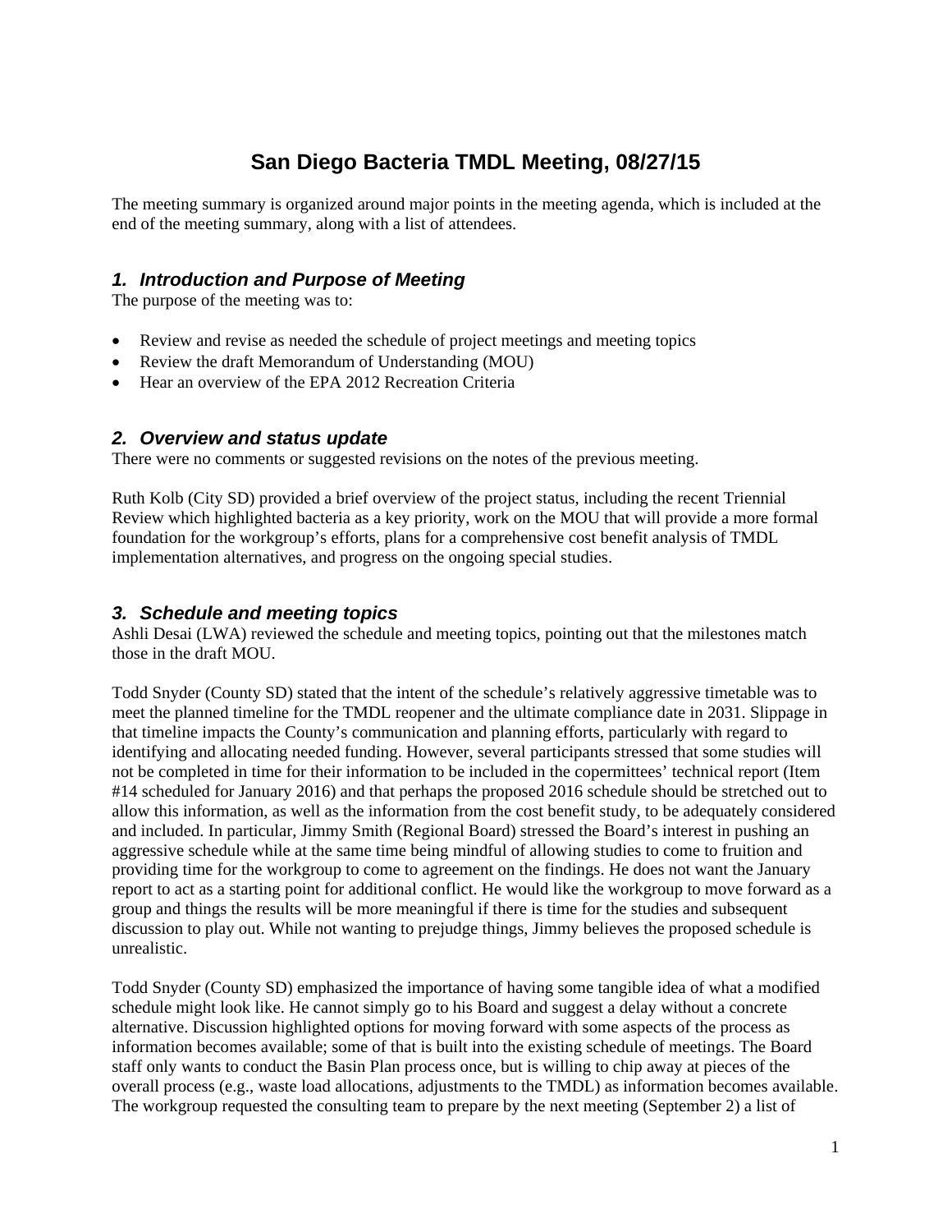# San Diego Bacteria TMDL Meeting, 08/27/15

The meeting summary is organized around major points in the meeting agenda, which is included at the end of the meeting summary, along with a list of attendees.

## *1. Introduction and Purpose of Meeting*

The purpose of the meeting was to:

- Review and revise as needed the schedule of project meetings and meeting topics
- Review the draft Memorandum of Understanding (MOU)
- Hear an overview of the EPA 2012 Recreation Criteria

## *2. Overview and status update*

There were no comments or suggested revisions on the notes of the previous meeting.

Ruth Kolb (City SD) provided a brief overview of the project status, including the recent Triennial Review which highlighted bacteria as a key priority, work on the MOU that will provide a more formal foundation for the workgroup's efforts, plans for a comprehensive cost benefit analysis of TMDL implementation alternatives, and progress on the ongoing special studies.

## *3. Schedule and meeting topics*

Ashli Desai (LWA) reviewed the schedule and meeting topics, pointing out that the milestones match those in the draft MOU.

Todd Snyder (County SD) stated that the intent of the schedule's relatively aggressive timetable was to meet the planned timeline for the TMDL reopener and the ultimate compliance date in 2031. Slippage in that timeline impacts the County's communication and planning efforts, particularly with regard to identifying and allocating needed funding. However, several participants stressed that some studies will not be completed in time for their information to be included in the copermittees' technical report (Item #14 scheduled for January 2016) and that perhaps the proposed 2016 schedule should be stretched out to allow this information, as well as the information from the cost benefit study, to be adequately considered and included. In particular, Jimmy Smith (Regional Board) stressed the Board's interest in pushing an aggressive schedule while at the same time being mindful of allowing studies to come to fruition and providing time for the workgroup to come to agreement on the findings. He does not want the January report to act as a starting point for additional conflict. He would like the workgroup to move forward as a group and things the results will be more meaningful if there is time for the studies and subsequent discussion to play out. While not wanting to prejudge things, Jimmy believes the proposed schedule is unrealistic.

Todd Snyder (County SD) emphasized the importance of having some tangible idea of what a modified schedule might look like. He cannot simply go to his Board and suggest a delay without a concrete alternative. Discussion highlighted options for moving forward with some aspects of the process as information becomes available; some of that is built into the existing schedule of meetings. The Board staff only wants to conduct the Basin Plan process once, but is willing to chip away at pieces of the overall process (e.g., waste load allocations, adjustments to the TMDL) as information becomes available. The workgroup requested the consulting team to prepare by the next meeting (September 2) a list of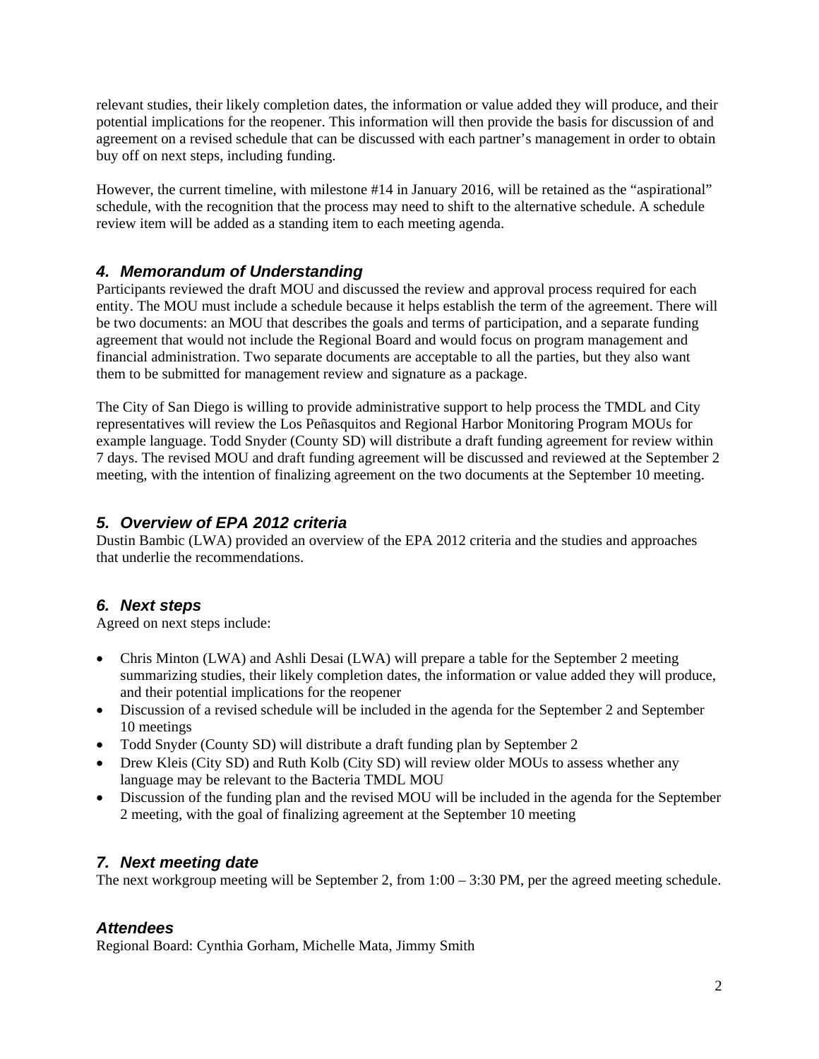relevant studies, their likely completion dates, the information or value added they will produce, and their potential implications for the reopener. This information will then provide the basis for discussion of and agreement on a revised schedule that can be discussed with each partner's management in order to obtain buy off on next steps, including funding.

However, the current timeline, with milestone #14 in January 2016, will be retained as the "aspirational" schedule, with the recognition that the process may need to shift to the alternative schedule. A schedule review item will be added as a standing item to each meeting agenda.

### *4. Memorandum of Understanding*

Participants reviewed the draft MOU and discussed the review and approval process required for each entity. The MOU must include a schedule because it helps establish the term of the agreement. There will be two documents: an MOU that describes the goals and terms of participation, and a separate funding agreement that would not include the Regional Board and would focus on program management and financial administration. Two separate documents are acceptable to all the parties, but they also want them to be submitted for management review and signature as a package.

The City of San Diego is willing to provide administrative support to help process the TMDL and City representatives will review the Los Peñasquitos and Regional Harbor Monitoring Program MOUs for example language. Todd Snyder (County SD) will distribute a draft funding agreement for review within 7 days. The revised MOU and draft funding agreement will be discussed and reviewed at the September 2 meeting, with the intention of finalizing agreement on the two documents at the September 10 meeting.

### *5. Overview of EPA 2012 criteria*

Dustin Bambic (LWA) provided an overview of the EPA 2012 criteria and the studies and approaches that underlie the recommendations.

### *6. Next steps*

Agreed on next steps include:

- Chris Minton (LWA) and Ashli Desai (LWA) will prepare a table for the September 2 meeting summarizing studies, their likely completion dates, the information or value added they will produce, and their potential implications for the reopener
- Discussion of a revised schedule will be included in the agenda for the September 2 and September 10 meetings
- Todd Snyder (County SD) will distribute a draft funding plan by September 2
- Drew Kleis (City SD) and Ruth Kolb (City SD) will review older MOUs to assess whether any language may be relevant to the Bacteria TMDL MOU
- Discussion of the funding plan and the revised MOU will be included in the agenda for the September 2 meeting, with the goal of finalizing agreement at the September 10 meeting

### *7. Next meeting date*

The next workgroup meeting will be September 2, from 1:00 – 3:30 PM, per the agreed meeting schedule.

### *Attendees*

Regional Board: Cynthia Gorham, Michelle Mata, Jimmy Smith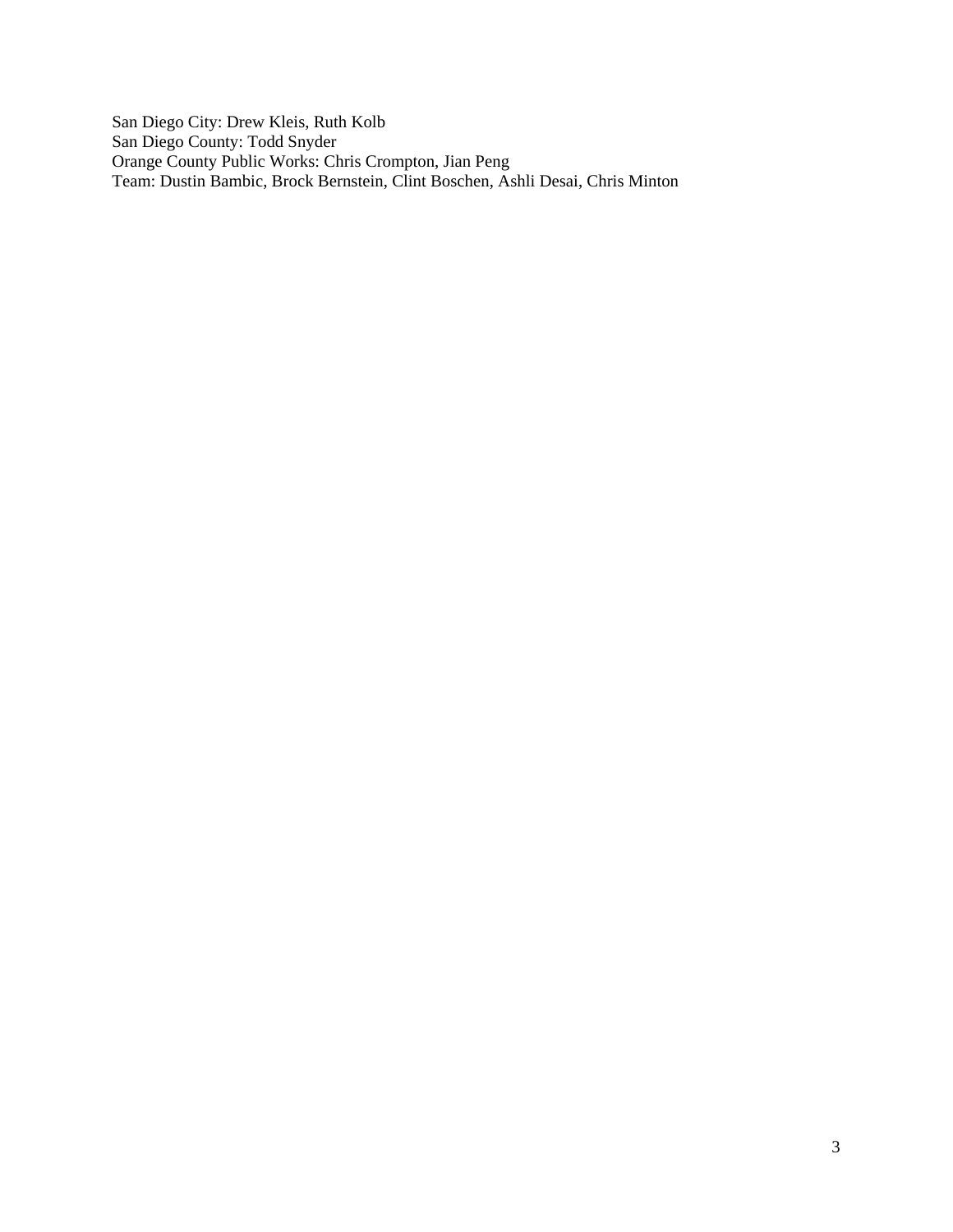San Diego City: Drew Kleis, Ruth Kolb
San Diego County: Todd Snyder
Orange County Public Works: Chris Crompton, Jian Peng
Team: Dustin Bambic, Brock Bernstein, Clint Boschen, Ashli Desai, Chris Minton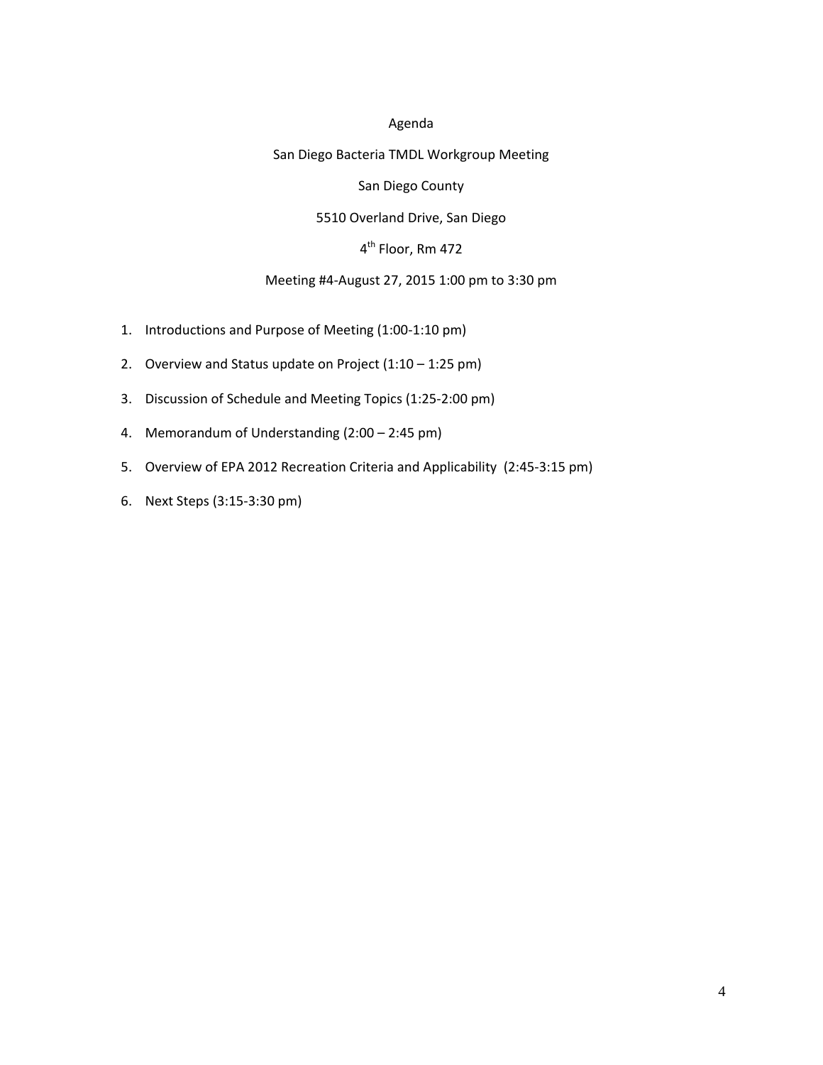# Agenda

## San Diego Bacteria TMDL Workgroup Meeting

San Diego County

5510 Overland Drive, San Diego

4th Floor, Rm 472

Meeting #4-August 27, 2015 1:00 pm to 3:30 pm

1. Introductions and Purpose of Meeting (1:00-1:10 pm)
2. Overview and Status update on Project (1:10 – 1:25 pm)
3. Discussion of Schedule and Meeting Topics (1:25-2:00 pm)
4. Memorandum of Understanding (2:00 – 2:45 pm)
5. Overview of EPA 2012 Recreation Criteria and Applicability (2:45-3:15 pm)
6. Next Steps (3:15-3:30 pm)